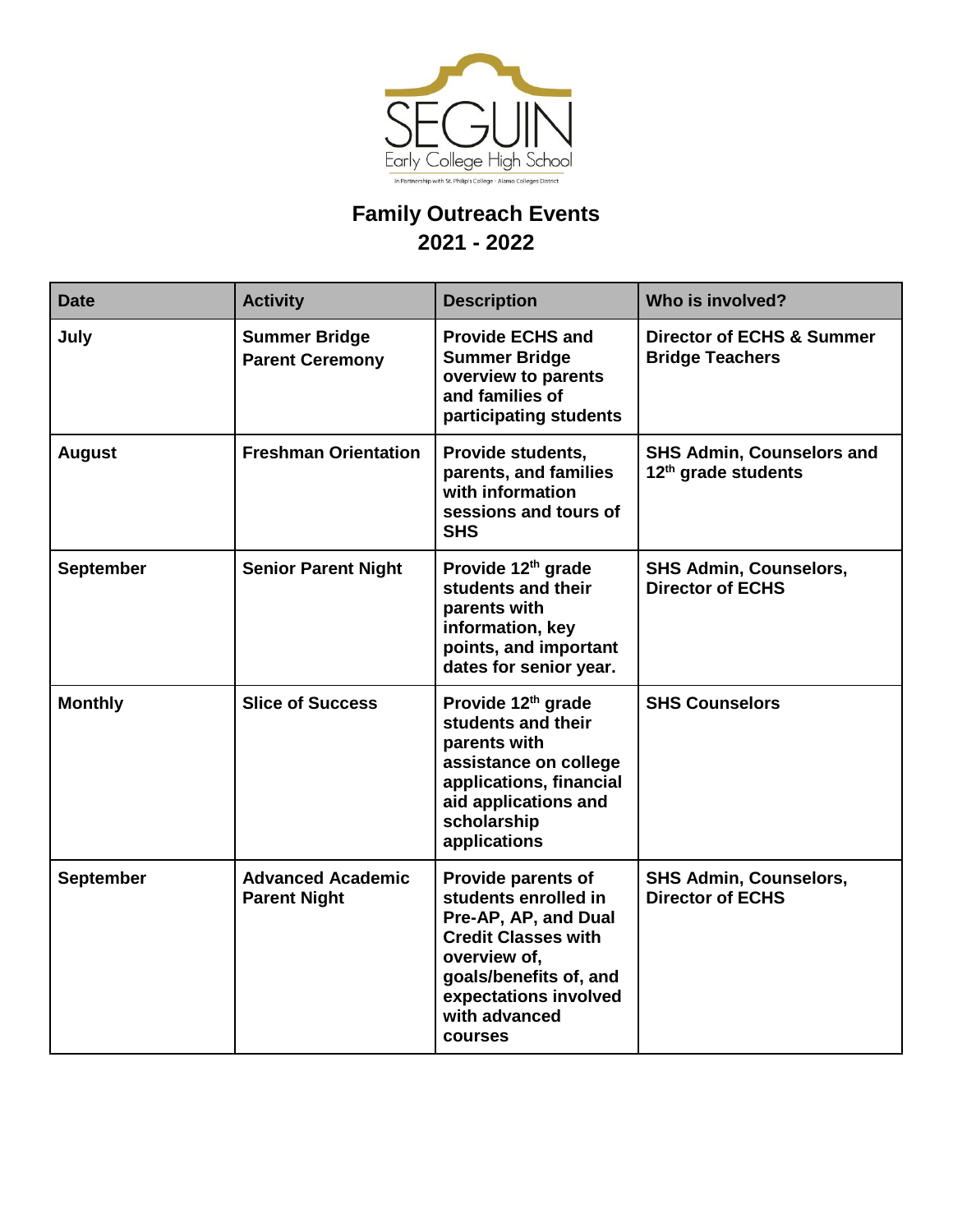SEGUIN

Early College High School

In Partnership with St. Philip's College - Alamo Colleges District

# Family Outreach Events
## 2021 - 2022

| Date | Activity | Description | Who is involved? |
|---|---|---|---|
| **July** | **Summer Bridge Parent Ceremony** | **Provide ECHS and Summer Bridge overview to parents and families of participating students** | **Director of ECHS & Summer Bridge Teachers** |
| **August** | **Freshman Orientation** | **Provide students, parents, and families with information sessions and tours of SHS** | **SHS Admin, Counselors and 12th grade students** |
| **September** | **Senior Parent Night** | **Provide 12th grade students and their parents with information, key points, and important dates for senior year.** | **SHS Admin, Counselors, Director of ECHS** |
| **Monthly** | **Slice of Success** | **Provide 12th grade students and their parents with assistance on college applications, financial aid applications and scholarship applications** | **SHS Counselors** |
| **September** | **Advanced Academic Parent Night** | **Provide parents of students enrolled in Pre-AP, AP, and Dual Credit Classes with overview of, goals/benefits of, and expectations involved with advanced courses** | **SHS Admin, Counselors, Director of ECHS** |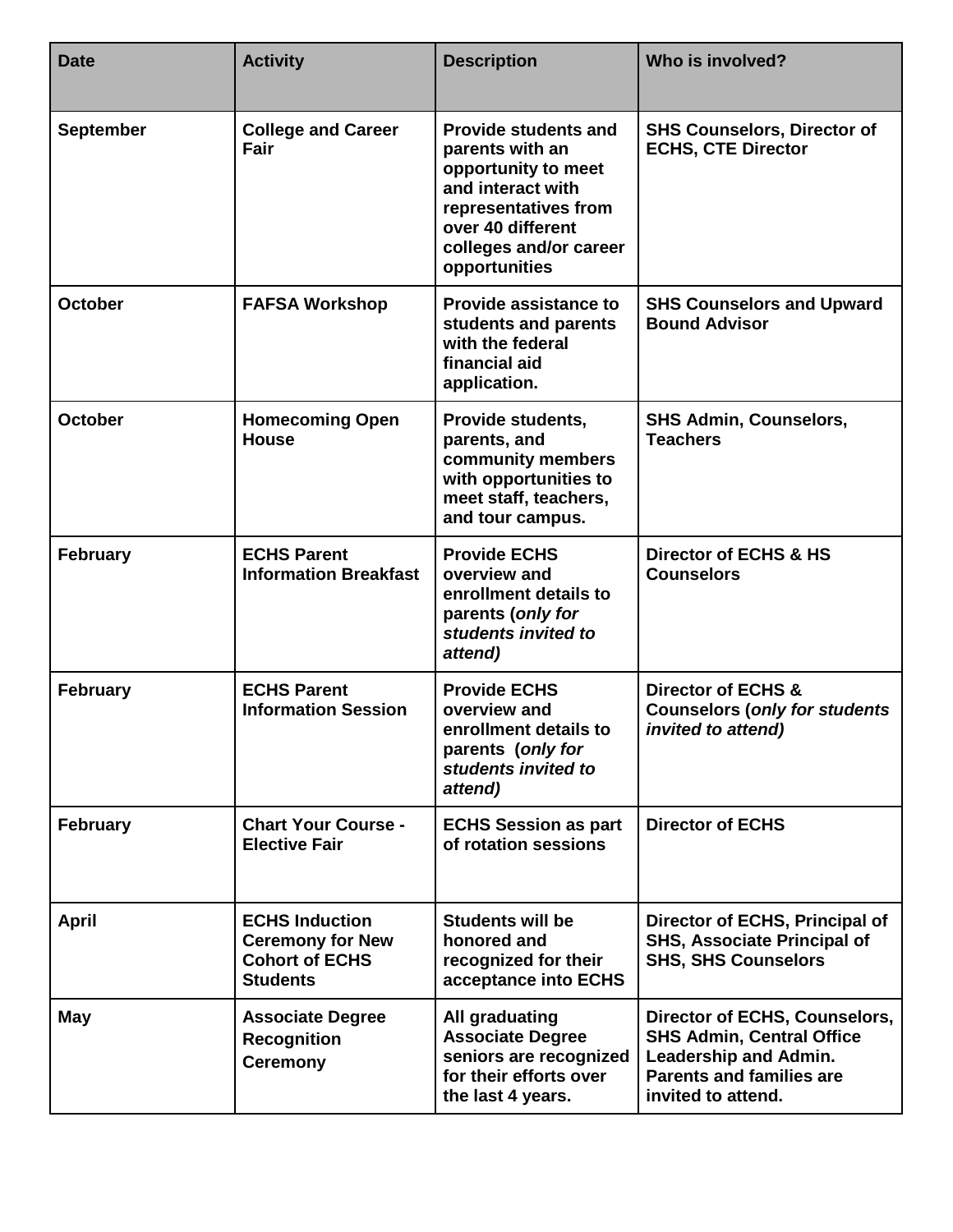| Date | Activity | Description | Who is involved? |
| --- | --- | --- | --- |
| September | College and Career Fair | Provide students and parents with an opportunity to meet and interact with representatives from over 40 different colleges and/or career opportunities | SHS Counselors, Director of ECHS, CTE Director |
| October | FAFSA Workshop | Provide assistance to students and parents with the federal financial aid application. | SHS Counselors and Upward Bound Advisor |
| October | Homecoming Open House | Provide students, parents, and community members with opportunities to meet staff, teachers, and tour campus. | SHS Admin, Counselors, Teachers |
| February | ECHS Parent Information Breakfast | Provide ECHS overview and enrollment details to parents (*only for students invited to attend)* | Director of ECHS & HS Counselors |
| February | ECHS Parent Information Session | Provide ECHS overview and enrollment details to parents (*only for students invited to attend)* | Director of ECHS & Counselors (*only for students invited to attend)* |
| February | Chart Your Course - Elective Fair | ECHS Session as part of rotation sessions | Director of ECHS |
| April | ECHS Induction Ceremony for New Cohort of ECHS Students | Students will be honored and recognized for their acceptance into ECHS | Director of ECHS, Principal of SHS, Associate Principal of SHS, SHS Counselors |
| May | Associate Degree Recognition Ceremony | All graduating Associate Degree seniors are recognized for their efforts over the last 4 years. | Director of ECHS, Counselors, SHS Admin, Central Office Leadership and Admin. Parents and families are invited to attend. |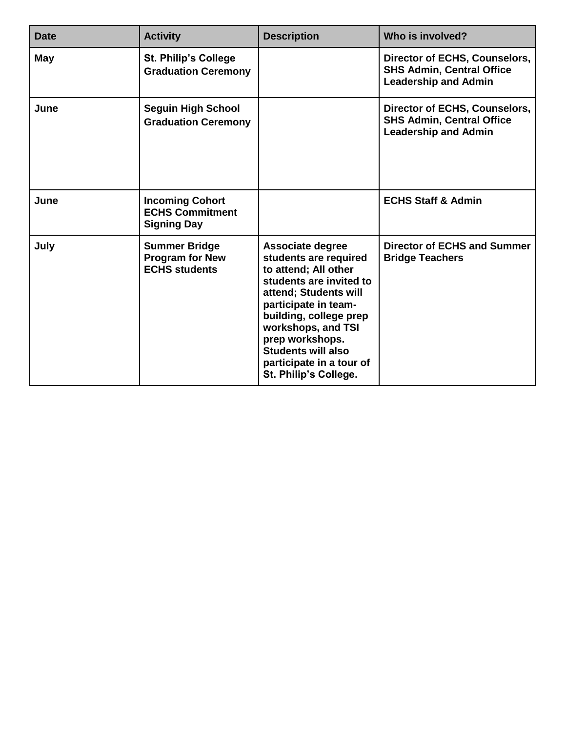| Date | Activity | Description | Who is involved? |
| --- | --- | --- | --- |
| **May** | **St. Philip's College Graduation Ceremony** | | **Director of ECHS, Counselors, SHS Admin, Central Office Leadership and Admin** |
| **June** | **Seguin High School Graduation Ceremony** | | **Director of ECHS, Counselors, SHS Admin, Central Office Leadership and Admin** |
| **June** | **Incoming Cohort ECHS Commitment Signing Day** | | **ECHS Staff & Admin** |
| **July** | **Summer Bridge Program for New ECHS students** | **Associate degree students are required to attend; All other students are invited to attend; Students will participate in team-building, college prep workshops, and TSI prep workshops. Students will also participate in a tour of St. Philip's College.** | **Director of ECHS and Summer Bridge Teachers** |